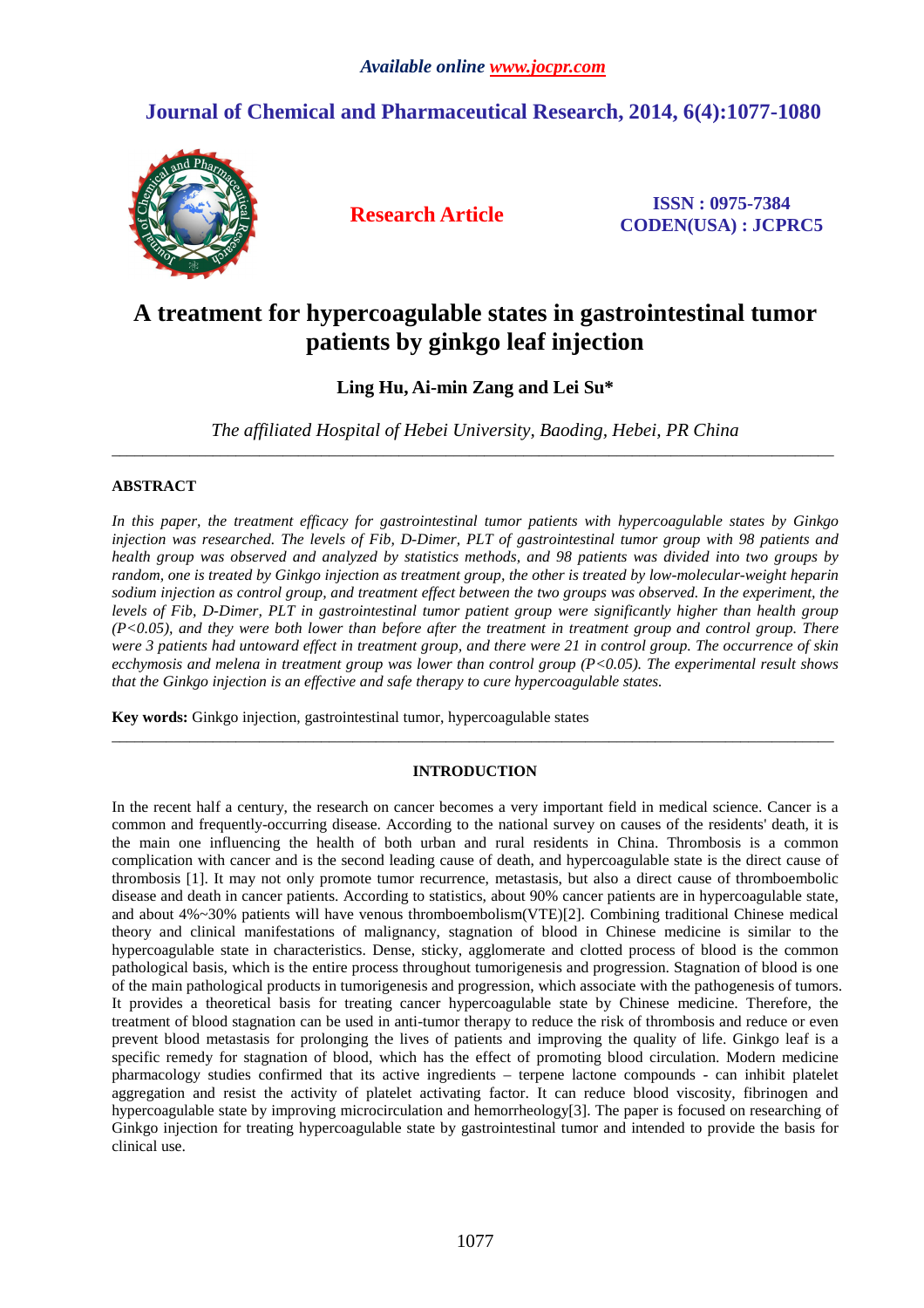# A treatment for hypercoagulable states in gastrointestinal tumor patients by ginkgo leaf injection

**Ling Hu, Ai-min Zang and Lei Su***

*The affiliated Hospital of Hebei University, Baoding, Hebei, PR China*

---

## ABSTRACT

*In this paper, the treatment efficacy for gastrointestinal tumor patients with hypercoagulable states by Ginkgo injection was researched. The levels of Fib, D-Dimer, PLT of gastrointestinal tumor group with 98 patients and health group was observed and analyzed by statistics methods, and 98 patients was divided into two groups by random, one is treated by Ginkgo injection as treatment group, the other is treated by low-molecular-weight heparin sodium injection as control group, and treatment effect between the two groups was observed. In the experiment, the levels of Fib, D-Dimer, PLT in gastrointestinal tumor patient group were significantly higher than health group ($P<0.05$), and they were both lower than before after the treatment in treatment group and control group. There were 3 patients had untoward effect in treatment group, and there were 21 in control group. The occurrence of skin ecchymosis and melena in treatment group was lower than control group ($P<0.05$). The experimental result shows that the Ginkgo injection is an effective and safe therapy to cure hypercoagulable states.*

**Key words:** Ginkgo injection, gastrointestinal tumor, hypercoagulable states

---

## INTRODUCTION

In the recent half a century, the research on cancer becomes a very important field in medical science. Cancer is a common and frequently-occurring disease. According to the national survey on causes of the residents' death, it is the main one influencing the health of both urban and rural residents in China. Thrombosis is a common complication with cancer and is the second leading cause of death, and hypercoagulable state is the direct cause of thrombosis [1]. It may not only promote tumor recurrence, metastasis, but also a direct cause of thromboembolic disease and death in cancer patients. According to statistics, about 90% cancer patients are in hypercoagulable state, and about 4%~30% patients will have venous thromboembolism(VTE)[2]. Combining traditional Chinese medical theory and clinical manifestations of malignancy, stagnation of blood in Chinese medicine is similar to the hypercoagulable state in characteristics. Dense, sticky, agglomerate and clotted process of blood is the common pathological basis, which is the entire process throughout tumorigenesis and progression. Stagnation of blood is one of the main pathological products in tumorigenesis and progression, which associate with the pathogenesis of tumors. It provides a theoretical basis for treating cancer hypercoagulable state by Chinese medicine. Therefore, the treatment of blood stagnation can be used in anti-tumor therapy to reduce the risk of thrombosis and reduce or even prevent blood metastasis for prolonging the lives of patients and improving the quality of life. Ginkgo leaf is a specific remedy for stagnation of blood, which has the effect of promoting blood circulation. Modern medicine pharmacology studies confirmed that its active ingredients – terpene lactone compounds - can inhibit platelet aggregation and resist the activity of platelet activating factor. It can reduce blood viscosity, fibrinogen and hypercoagulable state by improving microcirculation and hemorrheology[3]. The paper is focused on researching of Ginkgo injection for treating hypercoagulable state by gastrointestinal tumor and intended to provide the basis for clinical use.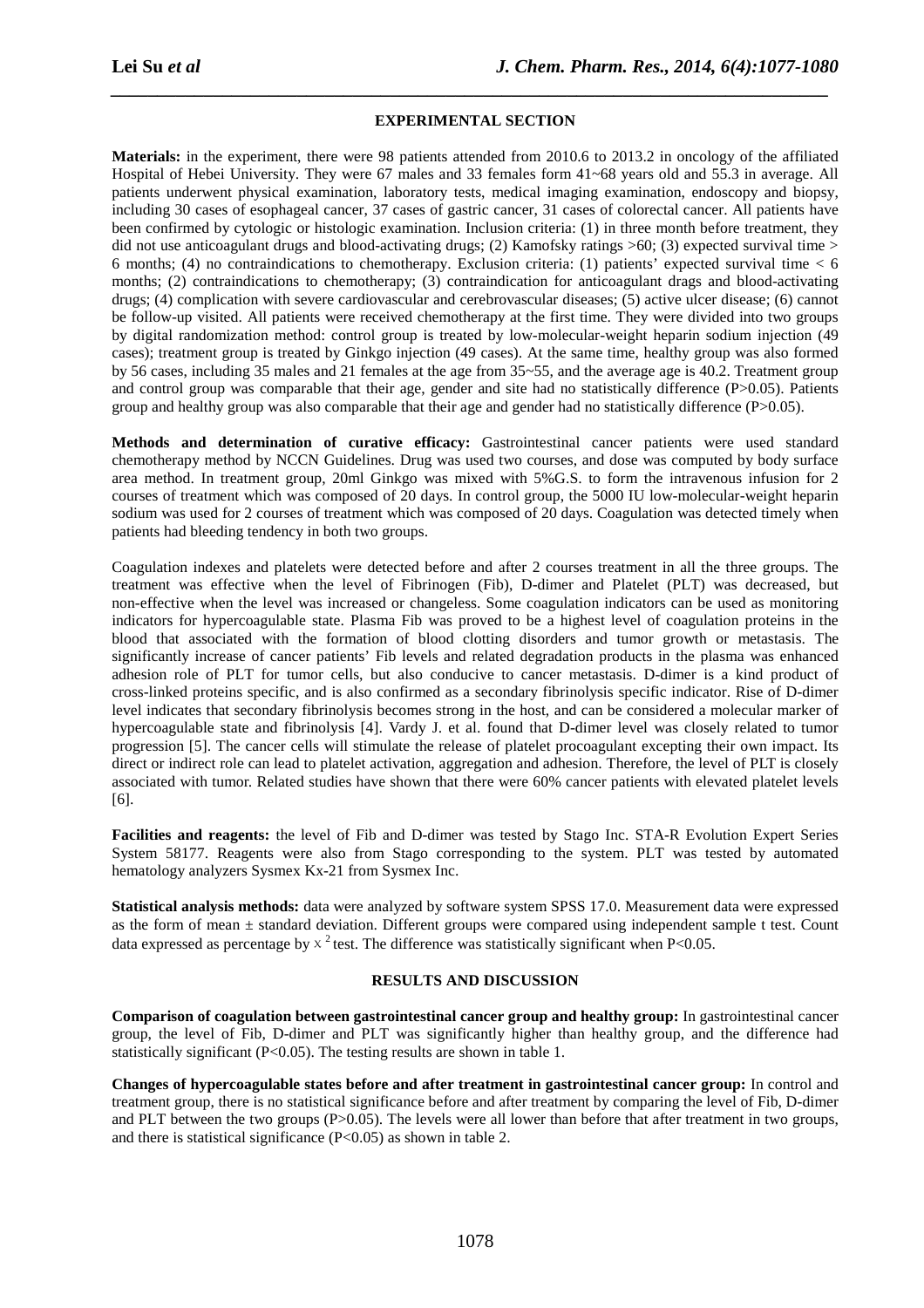## EXPERIMENTAL SECTION

**Materials:** in the experiment, there were 98 patients attended from 2010.6 to 2013.2 in oncology of the affiliated Hospital of Hebei University. They were 67 males and 33 females form 41~68 years old and 55.3 in average. All patients underwent physical examination, laboratory tests, medical imaging examination, endoscopy and biopsy, including 30 cases of esophageal cancer, 37 cases of gastric cancer, 31 cases of colorectal cancer. All patients have been confirmed by cytologic or histologic examination. Inclusion criteria: (1) in three month before treatment, they did not use anticoagulant drugs and blood-activating drugs; (2) Kamofsky ratings >60; (3) expected survival time > 6 months; (4) no contraindications to chemotherapy. Exclusion criteria: (1) patients' expected survival time < 6 months; (2) contraindications to chemotherapy; (3) contraindication for anticoagulant drags and blood-activating drugs; (4) complication with severe cardiovascular and cerebrovascular diseases; (5) active ulcer disease; (6) cannot be follow-up visited. All patients were received chemotherapy at the first time. They were divided into two groups by digital randomization method: control group is treated by low-molecular-weight heparin sodium injection (49 cases); treatment group is treated by Ginkgo injection (49 cases). At the same time, healthy group was also formed by 56 cases, including 35 males and 21 females at the age from 35~55, and the average age is 40.2. Treatment group and control group was comparable that their age, gender and site had no statistically difference (P>0.05). Patients group and healthy group was also comparable that their age and gender had no statistically difference (P>0.05).

**Methods and determination of curative efficacy:** Gastrointestinal cancer patients were used standard chemotherapy method by NCCN Guidelines. Drug was used two courses, and dose was computed by body surface area method. In treatment group, 20ml Ginkgo was mixed with 5%G.S. to form the intravenous infusion for 2 courses of treatment which was composed of 20 days. In control group, the 5000 IU low-molecular-weight heparin sodium was used for 2 courses of treatment which was composed of 20 days. Coagulation was detected timely when patients had bleeding tendency in both two groups.

Coagulation indexes and platelets were detected before and after 2 courses treatment in all the three groups. The treatment was effective when the level of Fibrinogen (Fib), D-dimer and Platelet (PLT) was decreased, but non-effective when the level was increased or changeless. Some coagulation indicators can be used as monitoring indicators for hypercoagulable state. Plasma Fib was proved to be a highest level of coagulation proteins in the blood that associated with the formation of blood clotting disorders and tumor growth or metastasis. The significantly increase of cancer patients' Fib levels and related degradation products in the plasma was enhanced adhesion role of PLT for tumor cells, but also conducive to cancer metastasis. D-dimer is a kind product of cross-linked proteins specific, and is also confirmed as a secondary fibrinolysis specific indicator. Rise of D-dimer level indicates that secondary fibrinolysis becomes strong in the host, and can be considered a molecular marker of hypercoagulable state and fibrinolysis [4]. Vardy J. et al. found that D-dimer level was closely related to tumor progression [5]. The cancer cells will stimulate the release of platelet procoagulant excepting their own impact. Its direct or indirect role can lead to platelet activation, aggregation and adhesion. Therefore, the level of PLT is closely associated with tumor. Related studies have shown that there were 60% cancer patients with elevated platelet levels [6].

**Facilities and reagents:** the level of Fib and D-dimer was tested by Stago Inc. STA-R Evolution Expert Series System 58177. Reagents were also from Stago corresponding to the system. PLT was tested by automated hematology analyzers Sysmex Kx-21 from Sysmex Inc.

**Statistical analysis methods:** data were analyzed by software system SPSS 17.0. Measurement data were expressed as the form of mean ± standard deviation. Different groups were compared using independent sample t test. Count data expressed as percentage by $\chi^2$ test. The difference was statistically significant when P<0.05.

## RESULTS AND DISCUSSION

**Comparison of coagulation between gastrointestinal cancer group and healthy group:** In gastrointestinal cancer group, the level of Fib, D-dimer and PLT was significantly higher than healthy group, and the difference had statistically significant (P<0.05). The testing results are shown in table 1.

**Changes of hypercoagulable states before and after treatment in gastrointestinal cancer group:** In control and treatment group, there is no statistical significance before and after treatment by comparing the level of Fib, D-dimer and PLT between the two groups (P>0.05). The levels were all lower than before that after treatment in two groups, and there is statistical significance (P<0.05) as shown in table 2.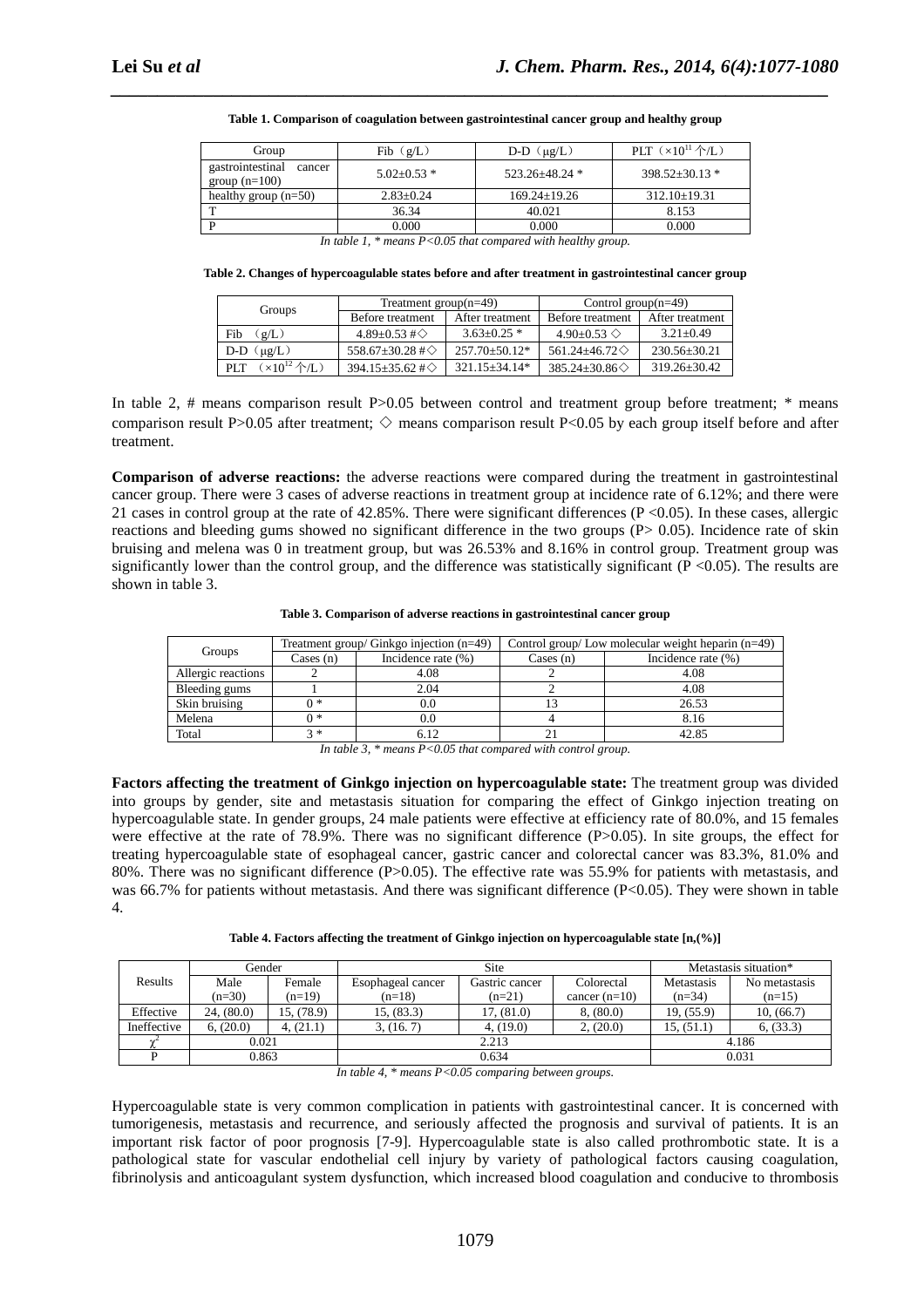**Table 1. Comparison of coagulation between gastrointestinal cancer group and healthy group**

| Group | Fib（g/L） | D-D（μg/L） | PLT（$\times10^{11}$ 个/L） |
|---|---|---|---|
| gastrointestinal cancer group (n=100) | 5.02±0.53 * | 523.26±48.24 * | 398.52±30.13 * |
| healthy group (n=50) | 2.83±0.24 | 169.24±19.26 | 312.10±19.31 |
| T | 36.34 | 40.021 | 8.153 |
| P | 0.000 | 0.000 | 0.000 |

*In table 1, * means P<0.05 that compared with healthy group.*

**Table 2. Changes of hypercoagulable states before and after treatment in gastrointestinal cancer group**

| Groups | Treatment group(n=49) | | Control group(n=49) | |
|---|---|---|---|---|
| | Before treatment | After treatment | Before treatment | After treatment |
| Fib （g/L） | 4.89±0.53 #◇ | 3.63±0.25 * | 4.90±0.53 ◇ | 3.21±0.49 |
| D-D（μg/L） | 558.67±30.28 #◇ | 257.70±50.12* | 561.24±46.72◇ | 230.56±30.21 |
| PLT （$\times10^{12}$ 个/L） | 394.15±35.62 #◇ | 321.15±34.14* | 385.24±30.86◇ | 319.26±30.42 |

In table 2, # means comparison result P>0.05 between control and treatment group before treatment; * means comparison result P>0.05 after treatment; ◇ means comparison result P<0.05 by each group itself before and after treatment.

**Comparison of adverse reactions:** the adverse reactions were compared during the treatment in gastrointestinal cancer group. There were 3 cases of adverse reactions in treatment group at incidence rate of 6.12%; and there were 21 cases in control group at the rate of 42.85%. There were significant differences (P <0.05). In these cases, allergic reactions and bleeding gums showed no significant difference in the two groups (P> 0.05). Incidence rate of skin bruising and melena was 0 in treatment group, but was 26.53% and 8.16% in control group. Treatment group was significantly lower than the control group, and the difference was statistically significant (P <0.05). The results are shown in table 3.

**Table 3. Comparison of adverse reactions in gastrointestinal cancer group**

| Groups | Treatment group/ Ginkgo injection (n=49) | | Control group/ Low molecular weight heparin (n=49) | |
|---|---|---|---|---|
| | Cases (n) | Incidence rate (%) | Cases (n) | Incidence rate (%) |
| Allergic reactions | 2 | 4.08 | 2 | 4.08 |
| Bleeding gums | 1 | 2.04 | 2 | 4.08 |
| Skin bruising | 0 * | 0.0 | 13 | 26.53 |
| Melena | 0 * | 0.0 | 4 | 8.16 |
| Total | 3 * | 6.12 | 21 | 42.85 |

*In table 3, * means P<0.05 that compared with control group.*

**Factors affecting the treatment of Ginkgo injection on hypercoagulable state:** The treatment group was divided into groups by gender, site and metastasis situation for comparing the effect of Ginkgo injection treating on hypercoagulable state. In gender groups, 24 male patients were effective at efficiency rate of 80.0%, and 15 females were effective at the rate of 78.9%. There was no significant difference (P>0.05). In site groups, the effect for treating hypercoagulable state of esophageal cancer, gastric cancer and colorectal cancer was 83.3%, 81.0% and 80%. There was no significant difference (P>0.05). The effective rate was 55.9% for patients with metastasis, and was 66.7% for patients without metastasis. And there was significant difference (P<0.05). They were shown in table 4.

**Table 4. Factors affecting the treatment of Ginkgo injection on hypercoagulable state [n,(%)]**

| Results | Gender | | Site | | | Metastasis situation* | |
|---|---|---|---|---|---|---|---|
| | Male (n=30) | Female (n=19) | Esophageal cancer (n=18) | Gastric cancer (n=21) | Colorectal cancer (n=10) | Metastasis (n=34) | No metastasis (n=15) |
| Effective | 24, (80.0) | 15, (78.9) | 15, (83.3) | 17, (81.0) | 8, (80.0) | 19, (55.9) | 10, (66.7) |
| Ineffective | 6, (20.0) | 4, (21.1) | 3, (16. 7) | 4, (19.0) | 2, (20.0) | 15, (51.1) | 6, (33.3) |
| $\chi^2$ | 0.021 | | 2.213 | | | 4.186 | |
| P | 0.863 | | 0.634 | | | 0.031 | |

*In table 4, * means P<0.05 comparing between groups.*

Hypercoagulable state is very common complication in patients with gastrointestinal cancer. It is concerned with tumorigenesis, metastasis and recurrence, and seriously affected the prognosis and survival of patients. It is an important risk factor of poor prognosis [7-9]. Hypercoagulable state is also called prothrombotic state. It is a pathological state for vascular endothelial cell injury by variety of pathological factors causing coagulation, fibrinolysis and anticoagulant system dysfunction, which increased blood coagulation and conducive to thrombosis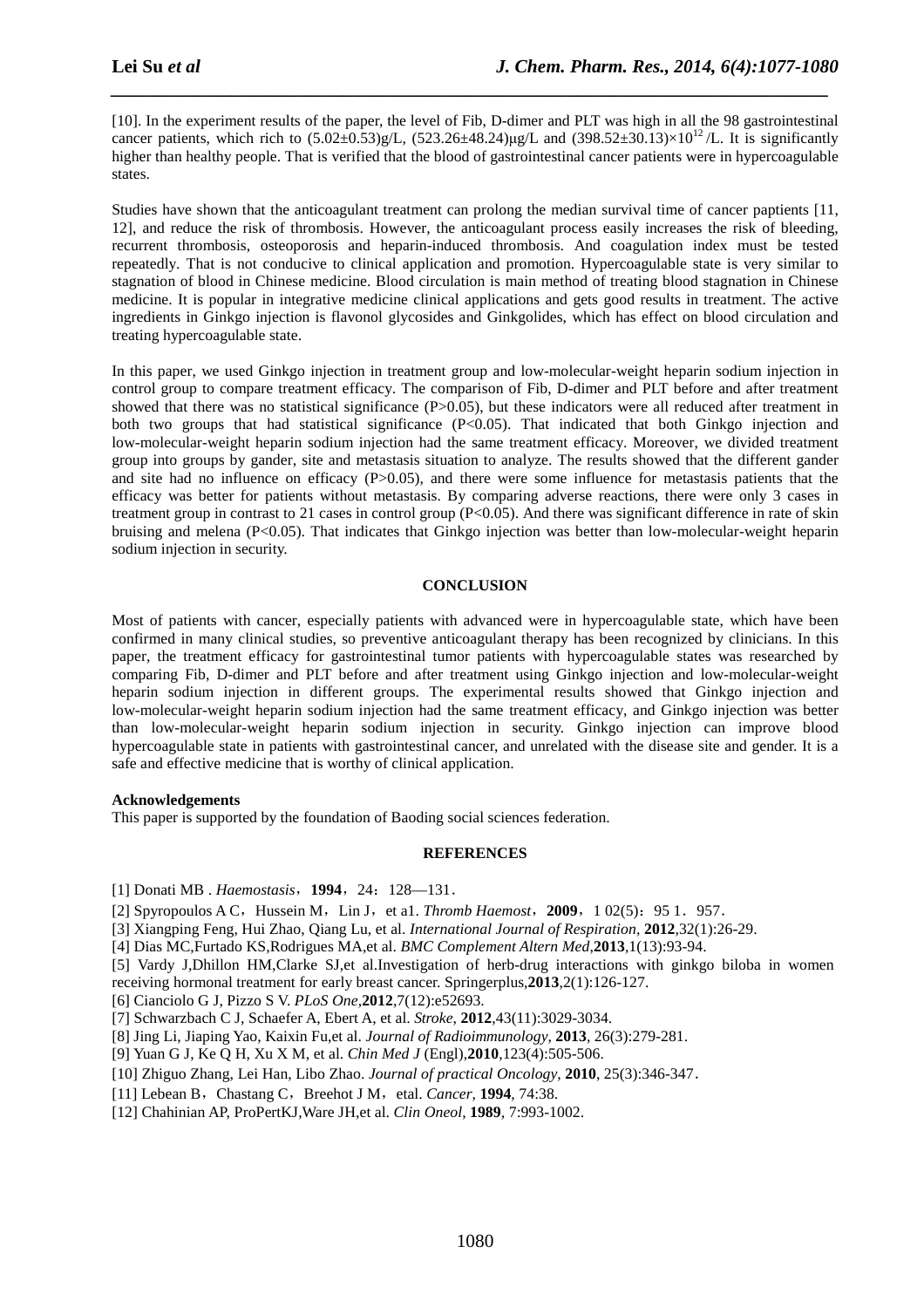[10]. In the experiment results of the paper, the level of Fib, D-dimer and PLT was high in all the 98 gastrointestinal cancer patients, which rich to (5.02±0.53)g/L, (523.26±48.24)μg/L and (398.52±30.13)×$10^{12}$/L. It is significantly higher than healthy people. That is verified that the blood of gastrointestinal cancer patients were in hypercoagulable states.

Studies have shown that the anticoagulant treatment can prolong the median survival time of cancer paptients [11, 12], and reduce the risk of thrombosis. However, the anticoagulant process easily increases the risk of bleeding, recurrent thrombosis, osteoporosis and heparin-induced thrombosis. And coagulation index must be tested repeatedly. That is not conducive to clinical application and promotion. Hypercoagulable state is very similar to stagnation of blood in Chinese medicine. Blood circulation is main method of treating blood stagnation in Chinese medicine. It is popular in integrative medicine clinical applications and gets good results in treatment. The active ingredients in Ginkgo injection is flavonol glycosides and Ginkgolides, which has effect on blood circulation and treating hypercoagulable state.

In this paper, we used Ginkgo injection in treatment group and low-molecular-weight heparin sodium injection in control group to compare treatment efficacy. The comparison of Fib, D-dimer and PLT before and after treatment showed that there was no statistical significance ($P>0.05$), but these indicators were all reduced after treatment in both two groups that had statistical significance ($P<0.05$). That indicated that both Ginkgo injection and low-molecular-weight heparin sodium injection had the same treatment efficacy. Moreover, we divided treatment group into groups by gander, site and metastasis situation to analyze. The results showed that the different gander and site had no influence on efficacy ($P>0.05$), and there were some influence for metastasis patients that the efficacy was better for patients without metastasis. By comparing adverse reactions, there were only 3 cases in treatment group in contrast to 21 cases in control group ($P<0.05$). And there was significant difference in rate of skin bruising and melena ($P<0.05$). That indicates that Ginkgo injection was better than low-molecular-weight heparin sodium injection in security.

## CONCLUSION

Most of patients with cancer, especially patients with advanced were in hypercoagulable state, which have been confirmed in many clinical studies, so preventive anticoagulant therapy has been recognized by clinicians. In this paper, the treatment efficacy for gastrointestinal tumor patients with hypercoagulable states was researched by comparing Fib, D-dimer and PLT before and after treatment using Ginkgo injection and low-molecular-weight heparin sodium injection in different groups. The experimental results showed that Ginkgo injection and low-molecular-weight heparin sodium injection had the same treatment efficacy, and Ginkgo injection was better than low-molecular-weight heparin sodium injection in security. Ginkgo injection can improve blood hypercoagulable state in patients with gastrointestinal cancer, and unrelated with the disease site and gender. It is a safe and effective medicine that is worthy of clinical application.

**Acknowledgements**

This paper is supported by the foundation of Baoding social sciences federation.

## REFERENCES

[1] Donati MB . *Haemostasis*，**1994**，24：128—131．

[2] Spyropoulos A C，Hussein M，Lin J，et a1. *Thromb Haemost*，**2009**，1 02(5)：95 1．957．

[3] Xiangping Feng, Hui Zhao, Qiang Lu, et al. *International Journal of Respiration*, **2012**,32(1):26-29.

[4] Dias MC,Furtado KS,Rodrigues MA,et al. *BMC Complement Altern Med*,**2013**,1(13):93-94.

[5] Vardy J,Dhillon HM,Clarke SJ,et al.Investigation of herb-drug interactions with ginkgo biloba in women receiving hormonal treatment for early breast cancer. Springerplus,**2013**,2(1):126-127.

[6] Cianciolo G J, Pizzo S V. *PLoS One*,**2012**,7(12):e52693.

[7] Schwarzbach C J, Schaefer A, Ebert A, et al. *Stroke*, **2012**,43(11):3029-3034.

[8] Jing Li, Jiaping Yao, Kaixin Fu,et al. *Journal of Radioimmunology*, **2013**, 26(3):279-281.

[9] Yuan G J, Ke Q H, Xu X M, et al. *Chin Med J* (Engl),**2010**,123(4):505-506.

[10] Zhiguo Zhang, Lei Han, Libo Zhao. *Journal of practical Oncology*, **2010**, 25(3):346-347．

[11] Lebean B，Chastang C，Breehot J M，etal. *Cancer*, **1994**, 74:38.

[12] Chahinian AP, ProPertKJ,Ware JH,et al. *Clin Oneol*, **1989**, 7:993-1002.